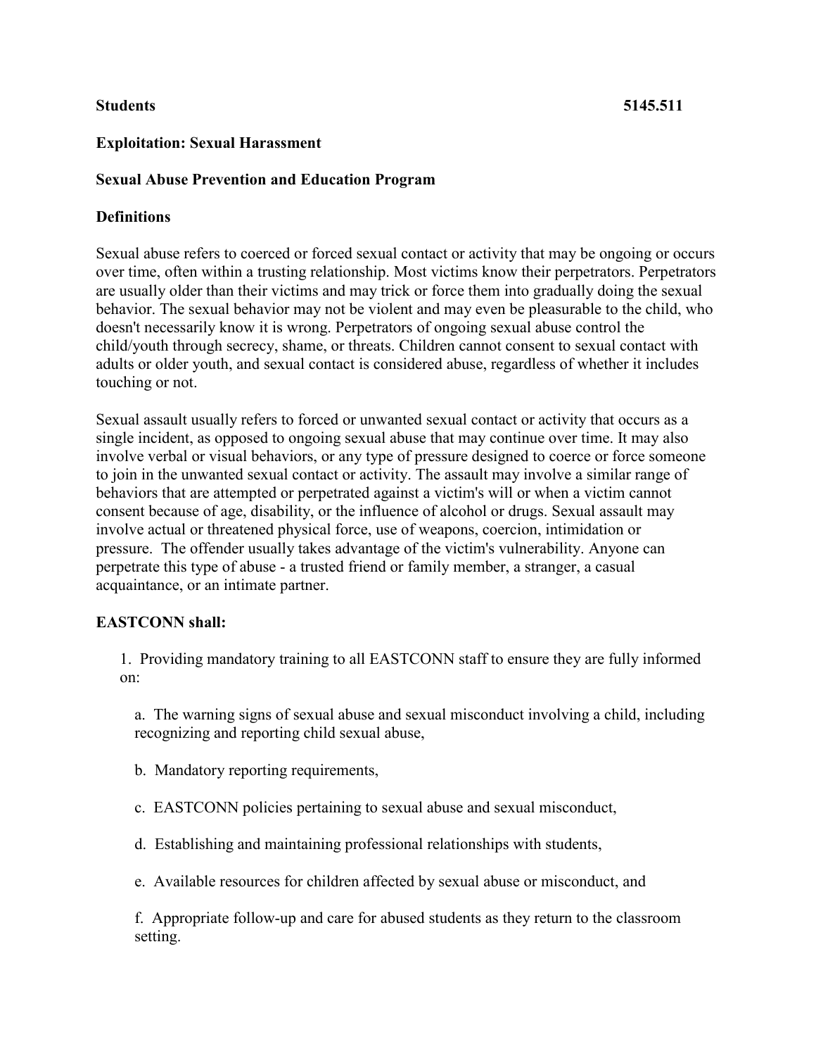**Students** **5145.511**

**Exploitation: Sexual Harassment**

**Sexual Abuse Prevention and Education Program**

**Definitions**

Sexual abuse refers to coerced or forced sexual contact or activity that may be ongoing or occurs over time, often within a trusting relationship. Most victims know their perpetrators. Perpetrators are usually older than their victims and may trick or force them into gradually doing the sexual behavior. The sexual behavior may not be violent and may even be pleasurable to the child, who doesn't necessarily know it is wrong. Perpetrators of ongoing sexual abuse control the child/youth through secrecy, shame, or threats. Children cannot consent to sexual contact with adults or older youth, and sexual contact is considered abuse, regardless of whether it includes touching or not.

Sexual assault usually refers to forced or unwanted sexual contact or activity that occurs as a single incident, as opposed to ongoing sexual abuse that may continue over time. It may also involve verbal or visual behaviors, or any type of pressure designed to coerce or force someone to join in the unwanted sexual contact or activity. The assault may involve a similar range of behaviors that are attempted or perpetrated against a victim's will or when a victim cannot consent because of age, disability, or the influence of alcohol or drugs. Sexual assault may involve actual or threatened physical force, use of weapons, coercion, intimidation or pressure. The offender usually takes advantage of the victim's vulnerability. Anyone can perpetrate this type of abuse - a trusted friend or family member, a stranger, a casual acquaintance, or an intimate partner.

**EASTCONN shall:**

1. Providing mandatory training to all EASTCONN staff to ensure they are fully informed on:

   a. The warning signs of sexual abuse and sexual misconduct involving a child, including recognizing and reporting child sexual abuse,

   b. Mandatory reporting requirements,

   c. EASTCONN policies pertaining to sexual abuse and sexual misconduct,

   d. Establishing and maintaining professional relationships with students,

   e. Available resources for children affected by sexual abuse or misconduct, and

   f. Appropriate follow-up and care for abused students as they return to the classroom setting.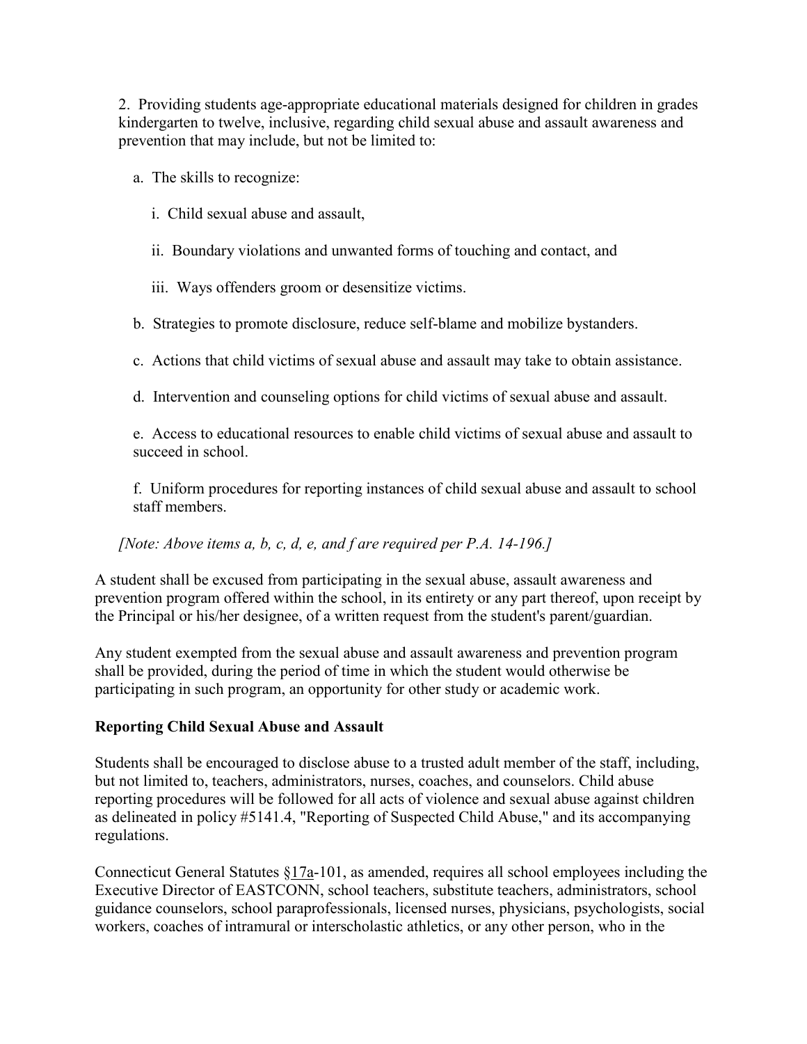2. Providing students age-appropriate educational materials designed for children in grades kindergarten to twelve, inclusive, regarding child sexual abuse and assault awareness and prevention that may include, but not be limited to:

   a. The skills to recognize:

      i. Child sexual abuse and assault,

      ii. Boundary violations and unwanted forms of touching and contact, and

      iii. Ways offenders groom or desensitize victims.

   b. Strategies to promote disclosure, reduce self-blame and mobilize bystanders.

   c. Actions that child victims of sexual abuse and assault may take to obtain assistance.

   d. Intervention and counseling options for child victims of sexual abuse and assault.

   e. Access to educational resources to enable child victims of sexual abuse and assault to succeed in school.

   f. Uniform procedures for reporting instances of child sexual abuse and assault to school staff members.

*[Note: Above items a, b, c, d, e, and f are required per P.A. 14-196.]*

A student shall be excused from participating in the sexual abuse, assault awareness and prevention program offered within the school, in its entirety or any part thereof, upon receipt by the Principal or his/her designee, of a written request from the student's parent/guardian.

Any student exempted from the sexual abuse and assault awareness and prevention program shall be provided, during the period of time in which the student would otherwise be participating in such program, an opportunity for other study or academic work.

**Reporting Child Sexual Abuse and Assault**

Students shall be encouraged to disclose abuse to a trusted adult member of the staff, including, but not limited to, teachers, administrators, nurses, coaches, and counselors. Child abuse reporting procedures will be followed for all acts of violence and sexual abuse against children as delineated in policy #5141.4, "Reporting of Suspected Child Abuse," and its accompanying regulations.

Connecticut General Statutes §17a-101, as amended, requires all school employees including the Executive Director of EASTCONN, school teachers, substitute teachers, administrators, school guidance counselors, school paraprofessionals, licensed nurses, physicians, psychologists, social workers, coaches of intramural or interscholastic athletics, or any other person, who in the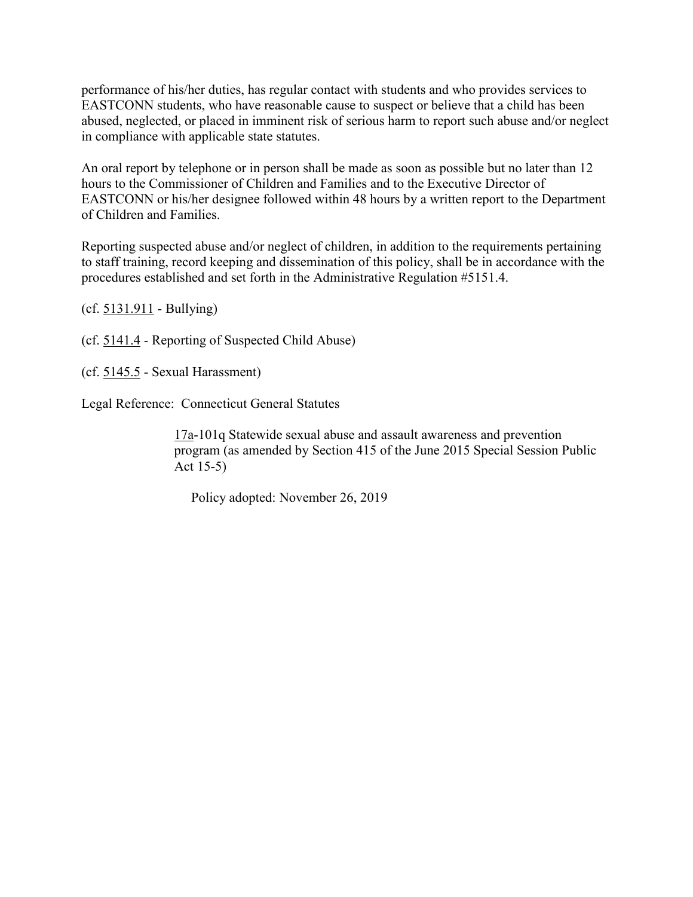performance of his/her duties, has regular contact with students and who provides services to EASTCONN students, who have reasonable cause to suspect or believe that a child has been abused, neglected, or placed in imminent risk of serious harm to report such abuse and/or neglect in compliance with applicable state statutes.

An oral report by telephone or in person shall be made as soon as possible but no later than 12 hours to the Commissioner of Children and Families and to the Executive Director of EASTCONN or his/her designee followed within 48 hours by a written report to the Department of Children and Families.

Reporting suspected abuse and/or neglect of children, in addition to the requirements pertaining to staff training, record keeping and dissemination of this policy, shall be in accordance with the procedures established and set forth in the Administrative Regulation #5151.4.

(cf. 5131.911 - Bullying)

(cf. 5141.4 - Reporting of Suspected Child Abuse)

(cf. 5145.5 - Sexual Harassment)

Legal Reference: Connecticut General Statutes

> 17a-101q Statewide sexual abuse and assault awareness and prevention program (as amended by Section 415 of the June 2015 Special Session Public Act 15-5)

Policy adopted: November 26, 2019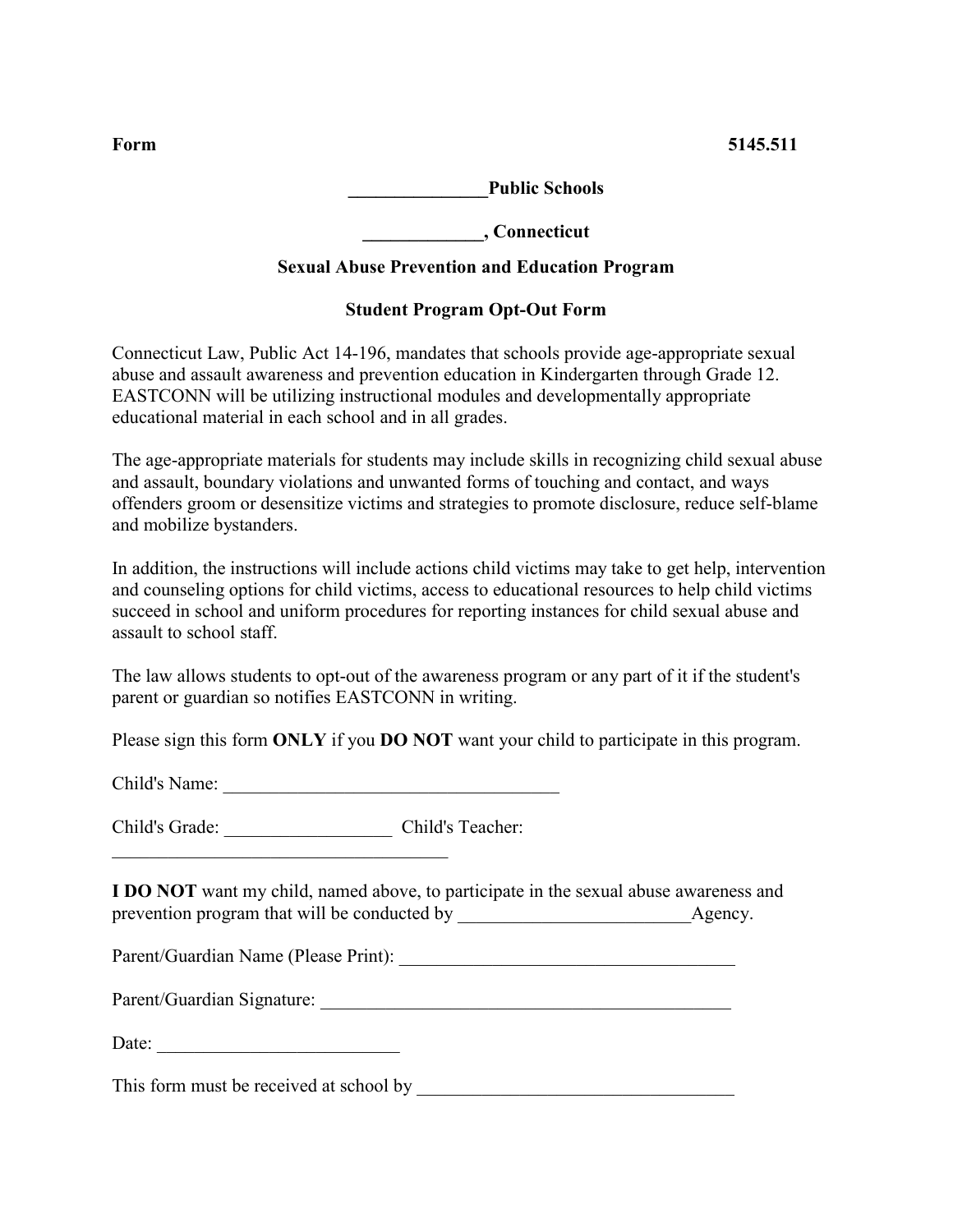**Form** **5145.511**

**_______________Public Schools**

**_____________, Connecticut**

**Sexual Abuse Prevention and Education Program**

**Student Program Opt-Out Form**

Connecticut Law, Public Act 14-196, mandates that schools provide age-appropriate sexual abuse and assault awareness and prevention education in Kindergarten through Grade 12. EASTCONN will be utilizing instructional modules and developmentally appropriate educational material in each school and in all grades.

The age-appropriate materials for students may include skills in recognizing child sexual abuse and assault, boundary violations and unwanted forms of touching and contact, and ways offenders groom or desensitize victims and strategies to promote disclosure, reduce self-blame and mobilize bystanders.

In addition, the instructions will include actions child victims may take to get help, intervention and counseling options for child victims, access to educational resources to help child victims succeed in school and uniform procedures for reporting instances for child sexual abuse and assault to school staff.

The law allows students to opt-out of the awareness program or any part of it if the student's parent or guardian so notifies EASTCONN in writing.

Please sign this form **ONLY** if you **DO NOT** want your child to participate in this program.

Child's Name: ____________________________________

Child's Grade: __________________ Child's Teacher: ____________________________________

**I DO NOT** want my child, named above, to participate in the sexual abuse awareness and prevention program that will be conducted by _________________________Agency.

Parent/Guardian Name (Please Print): ____________________________________

Parent/Guardian Signature: ____________________________________________

Date: __________________________

This form must be received at school by __________________________________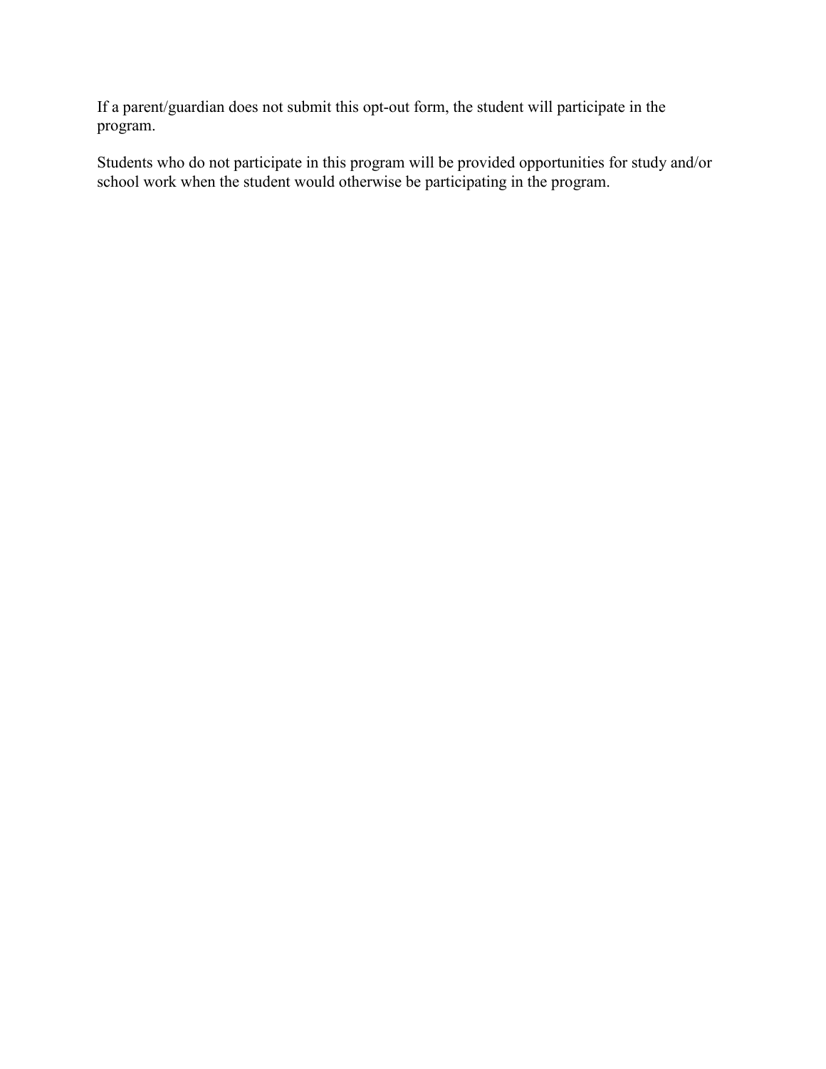If a parent/guardian does not submit this opt-out form, the student will participate in the program.

Students who do not participate in this program will be provided opportunities for study and/or school work when the student would otherwise be participating in the program.